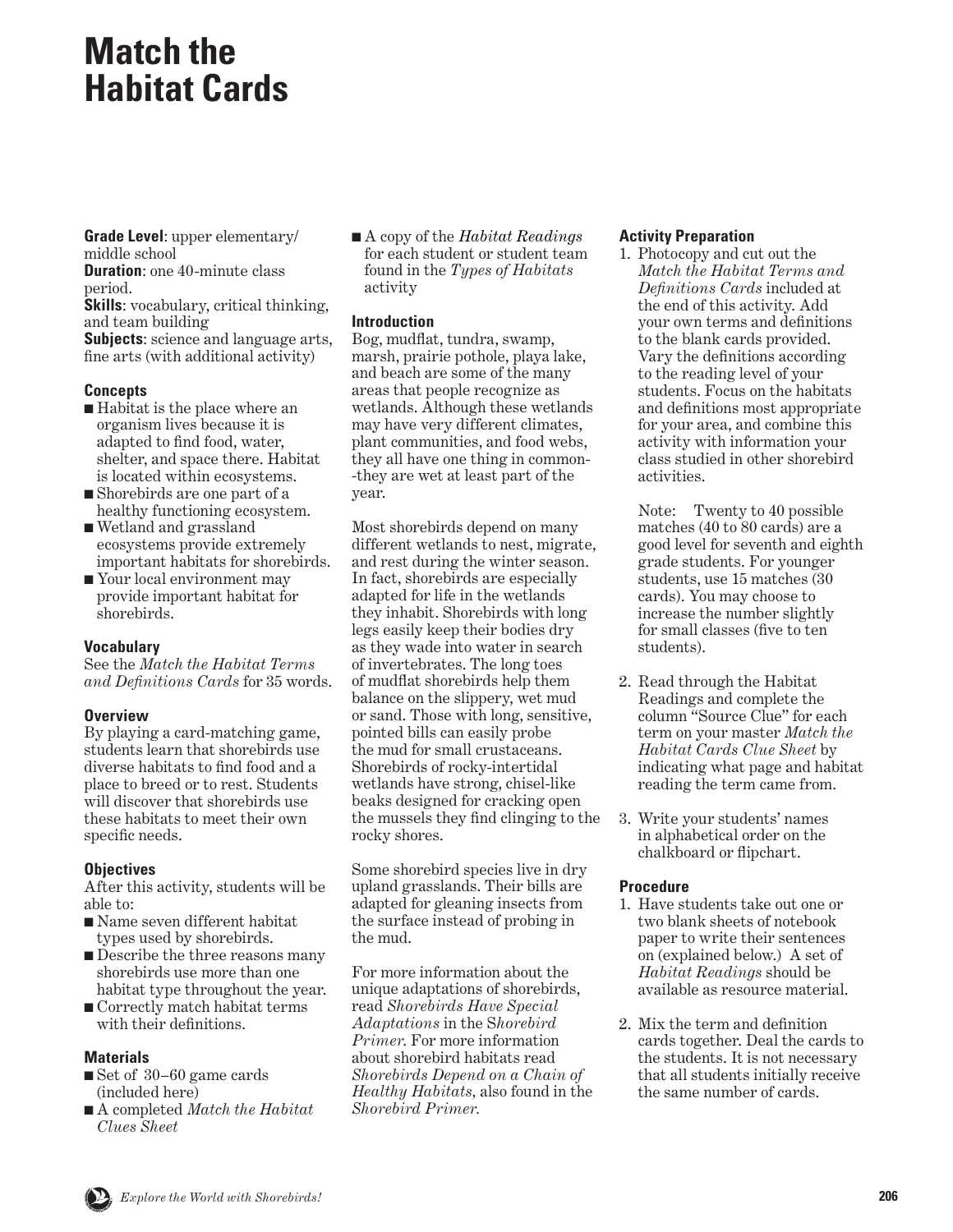# Match the Habitat Cards

**Grade Level**: upper elementary/ middle school
**Duration**: one 40-minute class period.
**Skills**: vocabulary, critical thinking, and team building
**Subjects**: science and language arts, fine arts (with additional activity)

### Concepts

- Habitat is the place where an organism lives because it is adapted to find food, water, shelter, and space there. Habitat is located within ecosystems.
- Shorebirds are one part of a healthy functioning ecosystem.
- Wetland and grassland ecosystems provide extremely important habitats for shorebirds.
- Your local environment may provide important habitat for shorebirds.

### Vocabulary

See the *Match the Habitat Terms and Definitions Cards* for 35 words.

### Overview

By playing a card-matching game, students learn that shorebirds use diverse habitats to find food and a place to breed or to rest. Students will discover that shorebirds use these habitats to meet their own specific needs.

### Objectives

After this activity, students will be able to:

- Name seven different habitat types used by shorebirds.
- Describe the three reasons many shorebirds use more than one habitat type throughout the year.
- Correctly match habitat terms with their definitions.

### Materials

- Set of 30–60 game cards (included here)
- A completed *Match the Habitat Clues Sheet*
- A copy of the *Habitat Readings* for each student or student team found in the *Types of Habitats* activity

### Introduction

Bog, mudflat, tundra, swamp, marsh, prairie pothole, playa lake, and beach are some of the many areas that people recognize as wetlands. Although these wetlands may have very different climates, plant communities, and food webs, they all have one thing in common--they are wet at least part of the year.

Most shorebirds depend on many different wetlands to nest, migrate, and rest during the winter season. In fact, shorebirds are especially adapted for life in the wetlands they inhabit. Shorebirds with long legs easily keep their bodies dry as they wade into water in search of invertebrates. The long toes of mudflat shorebirds help them balance on the slippery, wet mud or sand. Those with long, sensitive, pointed bills can easily probe the mud for small crustaceans. Shorebirds of rocky-intertidal wetlands have strong, chisel-like beaks designed for cracking open the mussels they find clinging to the rocky shores.

Some shorebird species live in dry upland grasslands. Their bills are adapted for gleaning insects from the surface instead of probing in the mud.

For more information about the unique adaptations of shorebirds, read *Shorebirds Have Special Adaptations* in the *Shorebird Primer*. For more information about shorebird habitats read *Shorebirds Depend on a Chain of Healthy Habitats*, also found in the *Shorebird Primer*.

### Activity Preparation

1. Photocopy and cut out the *Match the Habitat Terms and Definitions Cards* included at the end of this activity. Add your own terms and definitions to the blank cards provided. Vary the definitions according to the reading level of your students. Focus on the habitats and definitions most appropriate for your area, and combine this activity with information your class studied in other shorebird activities.

   Note: Twenty to 40 possible matches (40 to 80 cards) are a good level for seventh and eighth grade students. For younger students, use 15 matches (30 cards). You may choose to increase the number slightly for small classes (five to ten students).

2. Read through the Habitat Readings and complete the column "Source Clue" for each term on your master *Match the Habitat Cards Clue Sheet* by indicating what page and habitat reading the term came from.

3. Write your students' names in alphabetical order on the chalkboard or flipchart.

### Procedure

1. Have students take out one or two blank sheets of notebook paper to write their sentences on (explained below.) A set of *Habitat Readings* should be available as resource material.

2. Mix the term and definition cards together. Deal the cards to the students. It is not necessary that all students initially receive the same number of cards.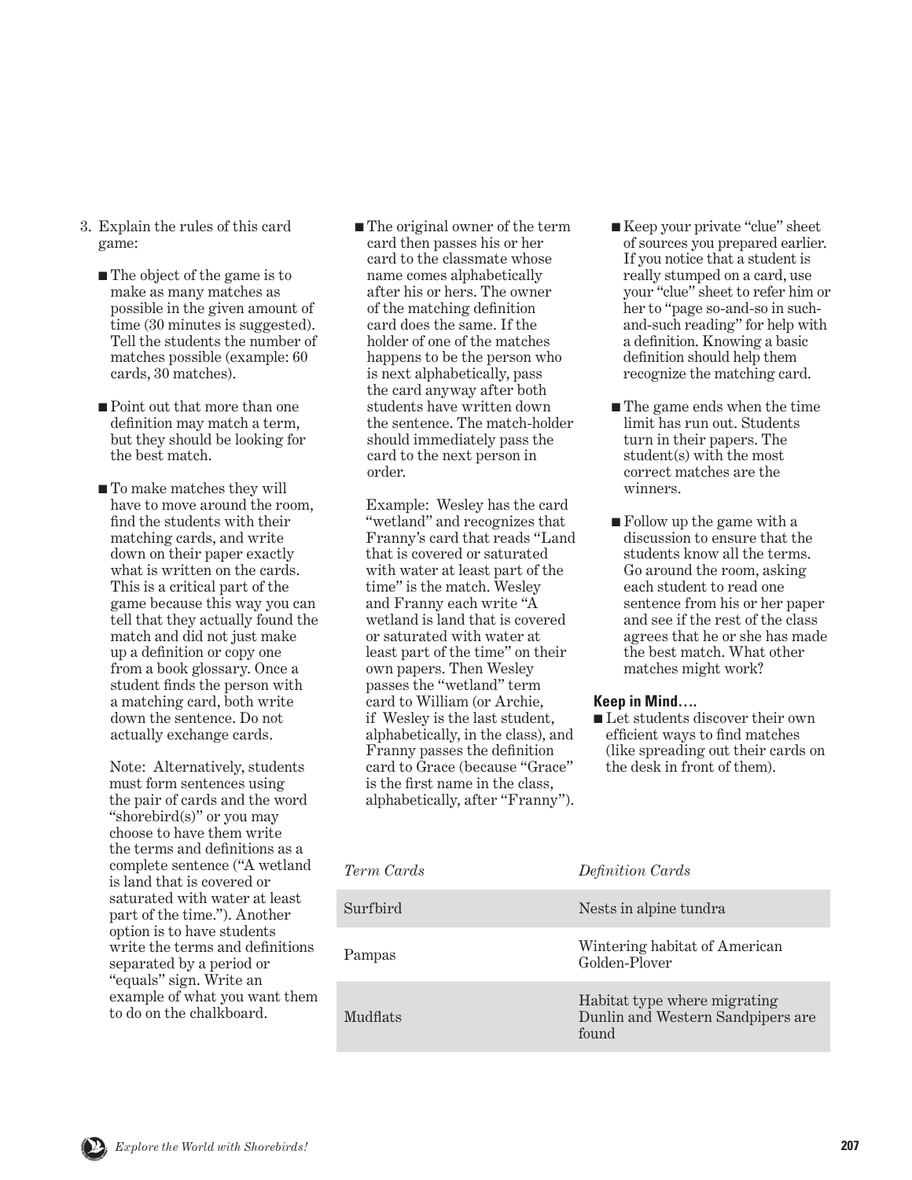3. Explain the rules of this card game:

   - The object of the game is to make as many matches as possible in the given amount of time (30 minutes is suggested). Tell the students the number of matches possible (example: 60 cards, 30 matches).

   - Point out that more than one definition may match a term, but they should be looking for the best match.

   - To make matches they will have to move around the room, find the students with their matching cards, and write down on their paper exactly what is written on the cards. This is a critical part of the game because this way you can tell that they actually found the match and did not just make up a definition or copy one from a book glossary. Once a student finds the person with a matching card, both write down the sentence. Do not actually exchange cards.

     Note: Alternatively, students must form sentences using the pair of cards and the word "shorebird(s)" or you may choose to have them write the terms and definitions as a complete sentence ("A wetland is land that is covered or saturated with water at least part of the time."). Another option is to have students write the terms and definitions separated by a period or "equals" sign. Write an example of what you want them to do on the chalkboard.

   - The original owner of the term card then passes his or her card to the classmate whose name comes alphabetically after his or hers. The owner of the matching definition card does the same. If the holder of one of the matches happens to be the person who is next alphabetically, pass the card anyway after both students have written down the sentence. The match-holder should immediately pass the card to the next person in order.

     Example: Wesley has the card "wetland" and recognizes that Franny's card that reads "Land that is covered or saturated with water at least part of the time" is the match. Wesley and Franny each write "A wetland is land that is covered or saturated with water at least part of the time" on their own papers. Then Wesley passes the "wetland" term card to William (or Archie, if Wesley is the last student, alphabetically, in the class), and Franny passes the definition card to Grace (because "Grace" is the first name in the class, alphabetically, after "Franny").

   - Keep your private "clue" sheet of sources you prepared earlier. If you notice that a student is really stumped on a card, use your "clue" sheet to refer him or her to "page so-and-so in such-and-such reading" for help with a definition. Knowing a basic definition should help them recognize the matching card.

   - The game ends when the time limit has run out. Students turn in their papers. The student(s) with the most correct matches are the winners.

   - Follow up the game with a discussion to ensure that the students know all the terms. Go around the room, asking each student to read one sentence from his or her paper and see if the rest of the class agrees that he or she has made the best match. What other matches might work?

**Keep in Mind….**

- Let students discover their own efficient ways to find matches (like spreading out their cards on the desk in front of them).

| *Term Cards* | *Definition Cards* |
|---|---|
| Surfbird | Nests in alpine tundra |
| Pampas | Wintering habitat of American Golden-Plover |
| Mudflats | Habitat type where migrating Dunlin and Western Sandpipers are found |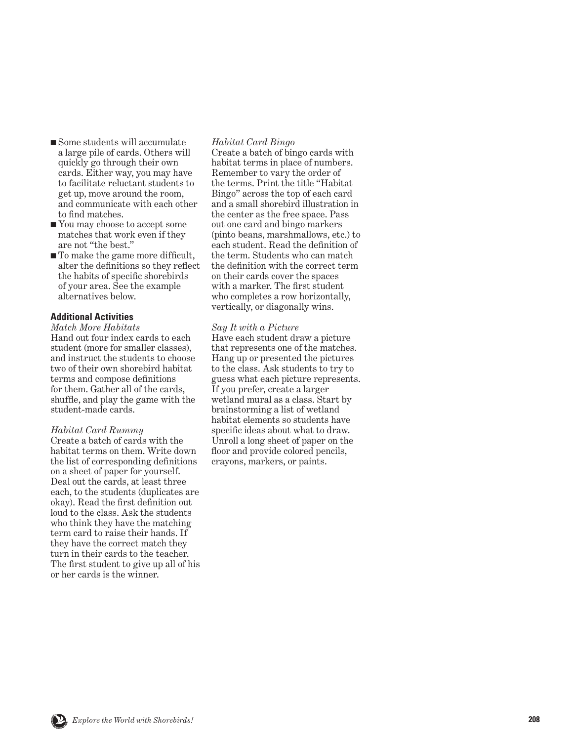- Some students will accumulate a large pile of cards. Others will quickly go through their own cards. Either way, you may have to facilitate reluctant students to get up, move around the room, and communicate with each other to find matches.
- You may choose to accept some matches that work even if they are not "the best."
- To make the game more difficult, alter the definitions so they reflect the habits of specific shorebirds of your area. See the example alternatives below.

**Additional Activities**

*Match More Habitats*

Hand out four index cards to each student (more for smaller classes), and instruct the students to choose two of their own shorebird habitat terms and compose definitions for them. Gather all of the cards, shuffle, and play the game with the student-made cards.

*Habitat Card Rummy*

Create a batch of cards with the habitat terms on them. Write down the list of corresponding definitions on a sheet of paper for yourself. Deal out the cards, at least three each, to the students (duplicates are okay). Read the first definition out loud to the class. Ask the students who think they have the matching term card to raise their hands. If they have the correct match they turn in their cards to the teacher. The first student to give up all of his or her cards is the winner.

*Habitat Card Bingo*

Create a batch of bingo cards with habitat terms in place of numbers. Remember to vary the order of the terms. Print the title "Habitat Bingo" across the top of each card and a small shorebird illustration in the center as the free space. Pass out one card and bingo markers (pinto beans, marshmallows, etc.) to each student. Read the definition of the term. Students who can match the definition with the correct term on their cards cover the spaces with a marker. The first student who completes a row horizontally, vertically, or diagonally wins.

*Say It with a Picture*

Have each student draw a picture that represents one of the matches. Hang up or presented the pictures to the class. Ask students to try to guess what each picture represents. If you prefer, create a larger wetland mural as a class. Start by brainstorming a list of wetland habitat elements so students have specific ideas about what to draw. Unroll a long sheet of paper on the floor and provide colored pencils, crayons, markers, or paints.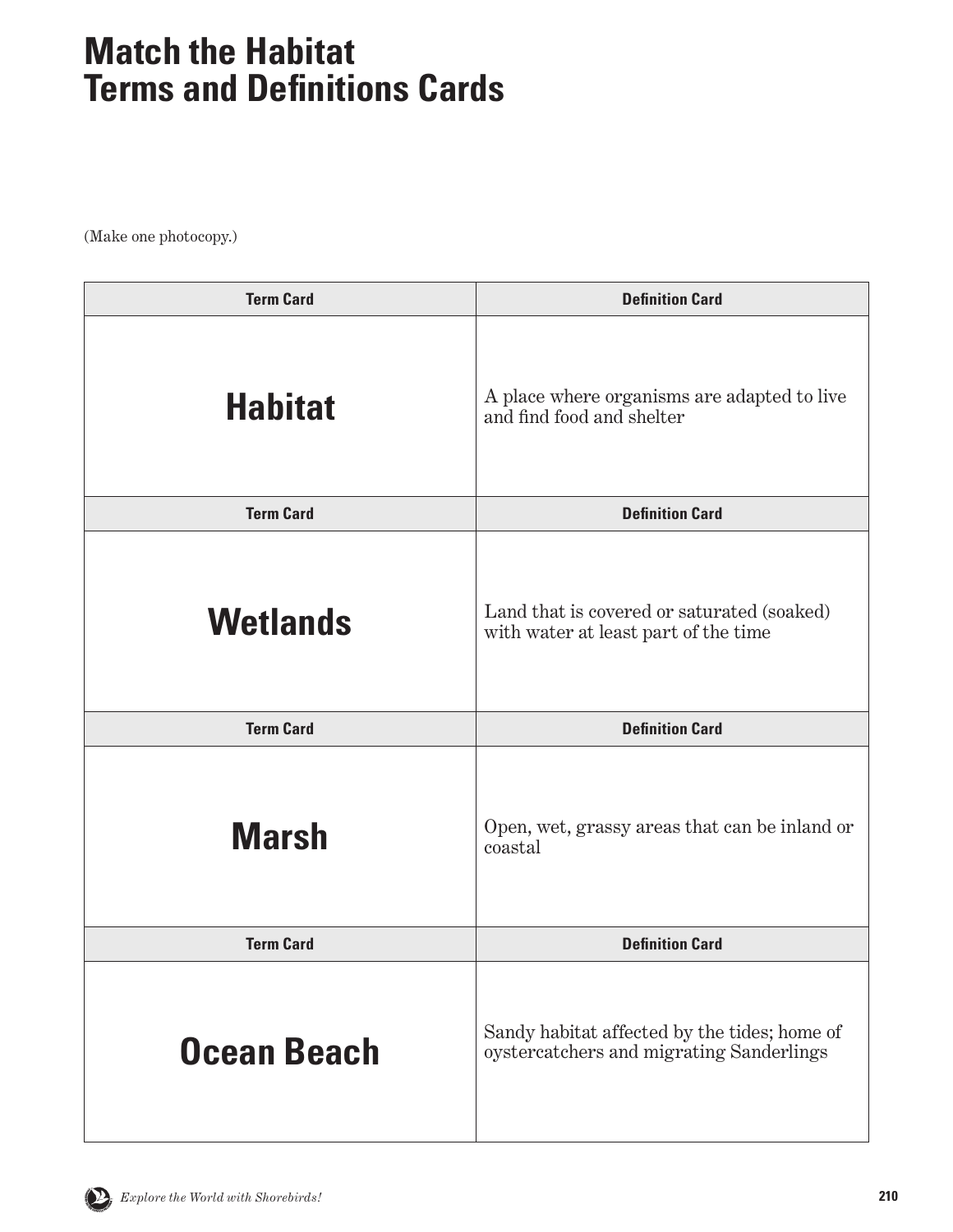# Match the Habitat Terms and Definitions Cards

(Make one photocopy.)

| Term Card | Definition Card |
| --- | --- |
| **Habitat** | A place where organisms are adapted to live and find food and shelter |
| **Term Card** | **Definition Card** |
| **Wetlands** | Land that is covered or saturated (soaked) with water at least part of the time |
| **Term Card** | **Definition Card** |
| **Marsh** | Open, wet, grassy areas that can be inland or coastal |
| **Term Card** | **Definition Card** |
| **Ocean Beach** | Sandy habitat affected by the tides; home of oystercatchers and migrating Sanderlings |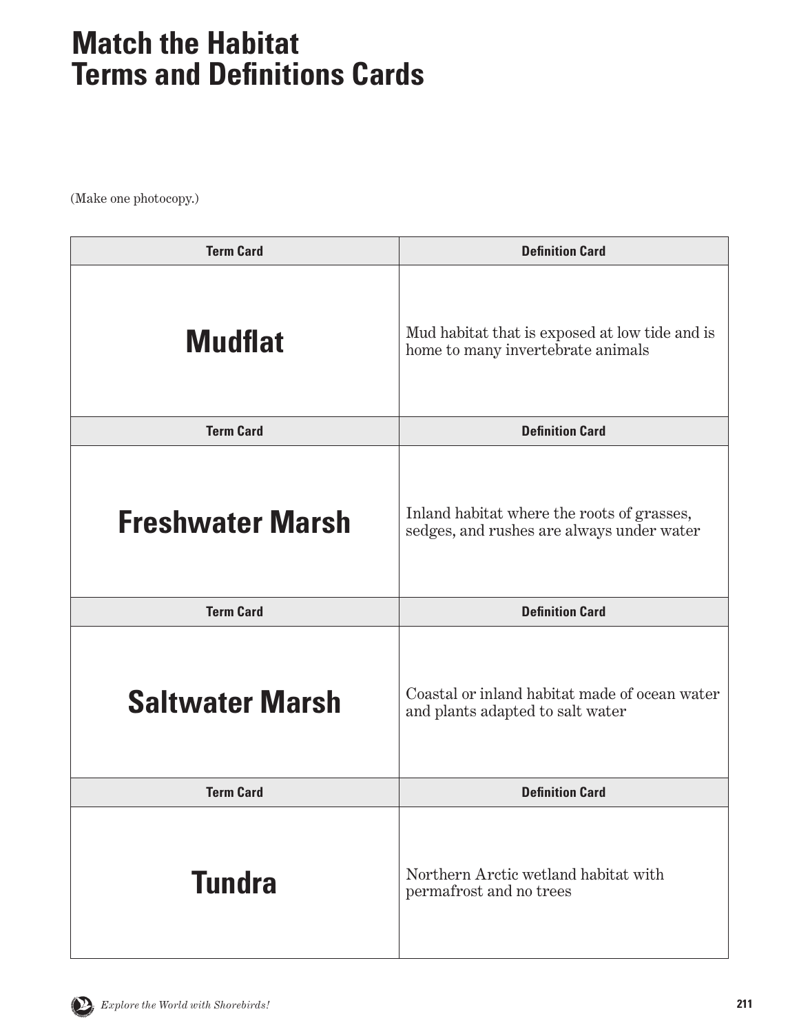# Match the Habitat Terms and Definitions Cards

(Make one photocopy.)

| Term Card | Definition Card |
|---|---|
| **Mudflat** | Mud habitat that is exposed at low tide and is home to many invertebrate animals |
| **Term Card** | **Definition Card** |
| **Freshwater Marsh** | Inland habitat where the roots of grasses, sedges, and rushes are always under water |
| **Term Card** | **Definition Card** |
| **Saltwater Marsh** | Coastal or inland habitat made of ocean water and plants adapted to salt water |
| **Term Card** | **Definition Card** |
| **Tundra** | Northern Arctic wetland habitat with permafrost and no trees |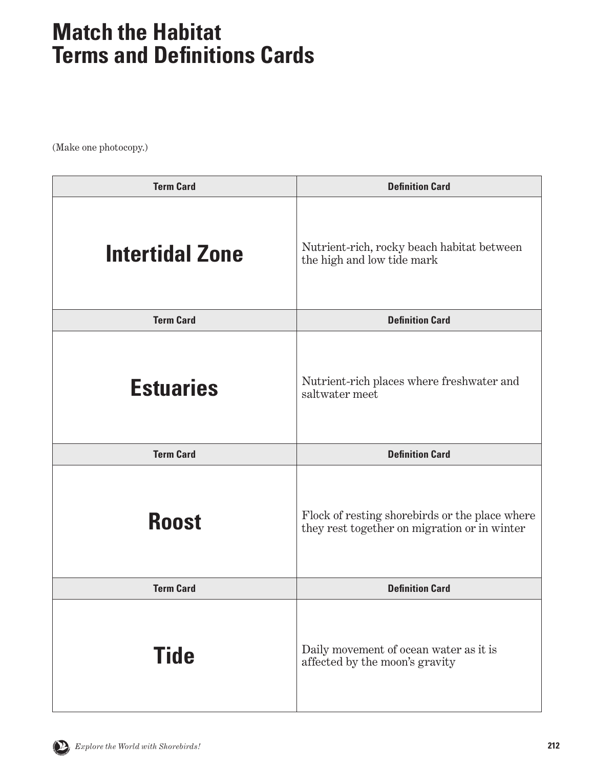# Match the Habitat Terms and Definitions Cards

(Make one photocopy.)

| Term Card | Definition Card |
| --- | --- |
| **Intertidal Zone** | Nutrient-rich, rocky beach habitat between the high and low tide mark |
| **Term Card** | **Definition Card** |
| **Estuaries** | Nutrient-rich places where freshwater and saltwater meet |
| **Term Card** | **Definition Card** |
| **Roost** | Flock of resting shorebirds or the place where they rest together on migration or in winter |
| **Term Card** | **Definition Card** |
| **Tide** | Daily movement of ocean water as it is affected by the moon's gravity |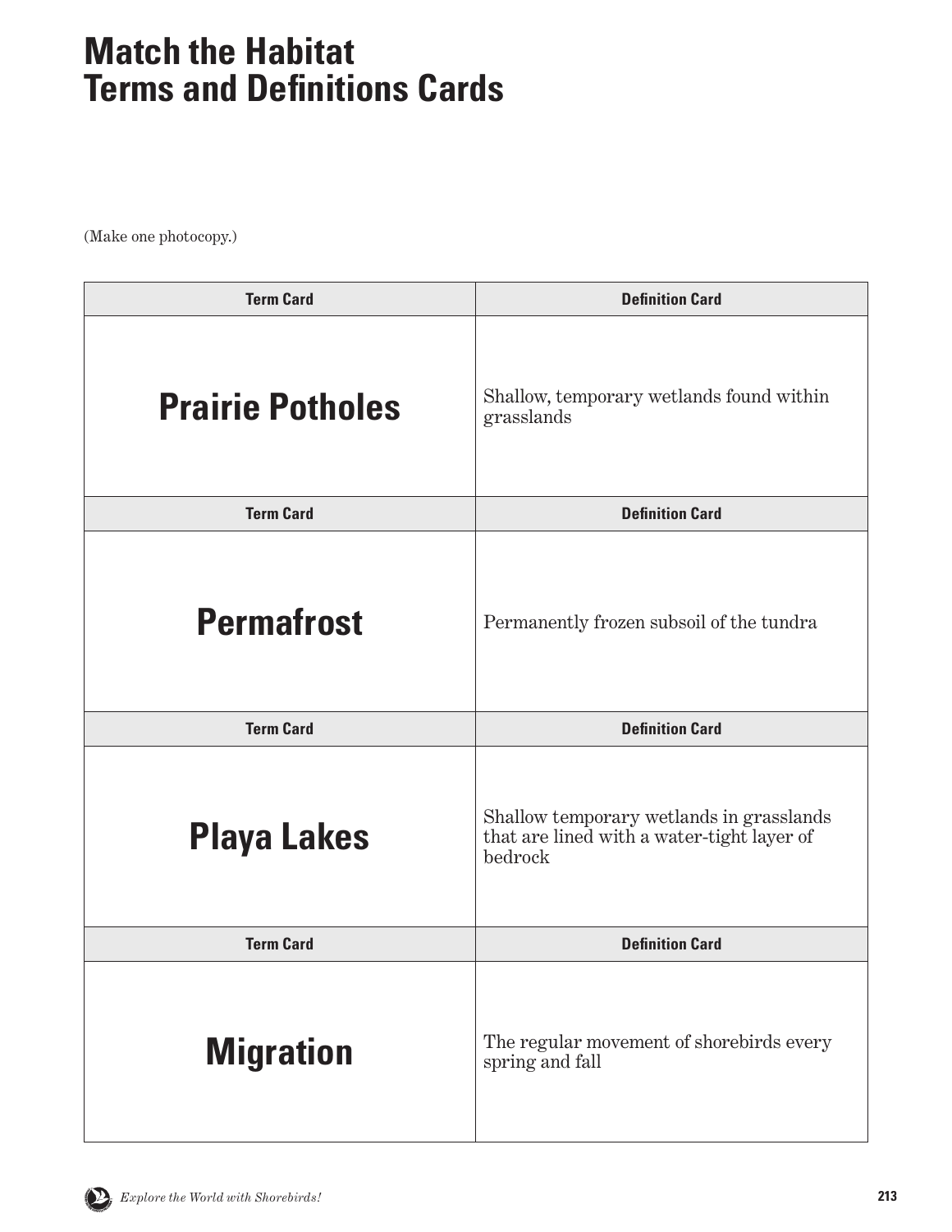# Match the Habitat Terms and Definitions Cards

(Make one photocopy.)

| Term Card | Definition Card |
| --- | --- |
| **Prairie Potholes** | Shallow, temporary wetlands found within grasslands |
| **Term Card** | **Definition Card** |
| **Permafrost** | Permanently frozen subsoil of the tundra |
| **Term Card** | **Definition Card** |
| **Playa Lakes** | Shallow temporary wetlands in grasslands that are lined with a water-tight layer of bedrock |
| **Term Card** | **Definition Card** |
| **Migration** | The regular movement of shorebirds every spring and fall |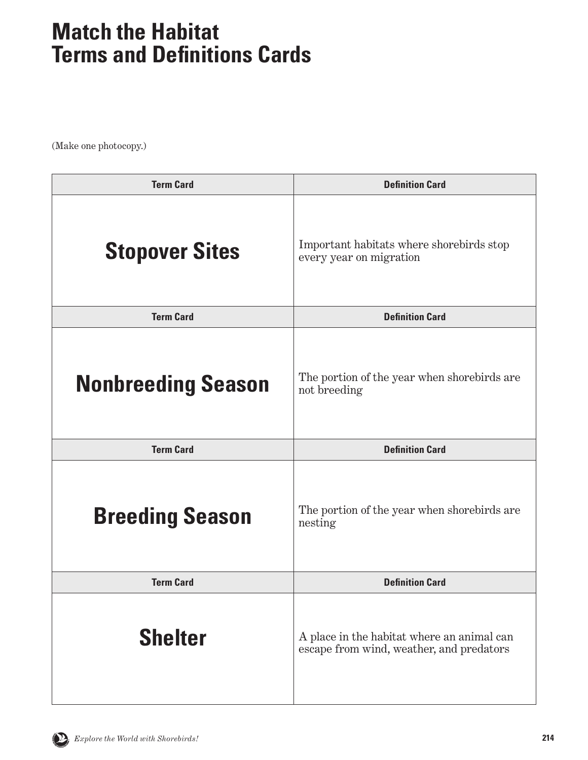# Match the Habitat Terms and Definitions Cards

(Make one photocopy.)

| Term Card | Definition Card |
|---|---|
| **Stopover Sites** | Important habitats where shorebirds stop every year on migration |
| **Term Card** | **Definition Card** |
| **Nonbreeding Season** | The portion of the year when shorebirds are not breeding |
| **Term Card** | **Definition Card** |
| **Breeding Season** | The portion of the year when shorebirds are nesting |
| **Term Card** | **Definition Card** |
| **Shelter** | A place in the habitat where an animal can escape from wind, weather, and predators |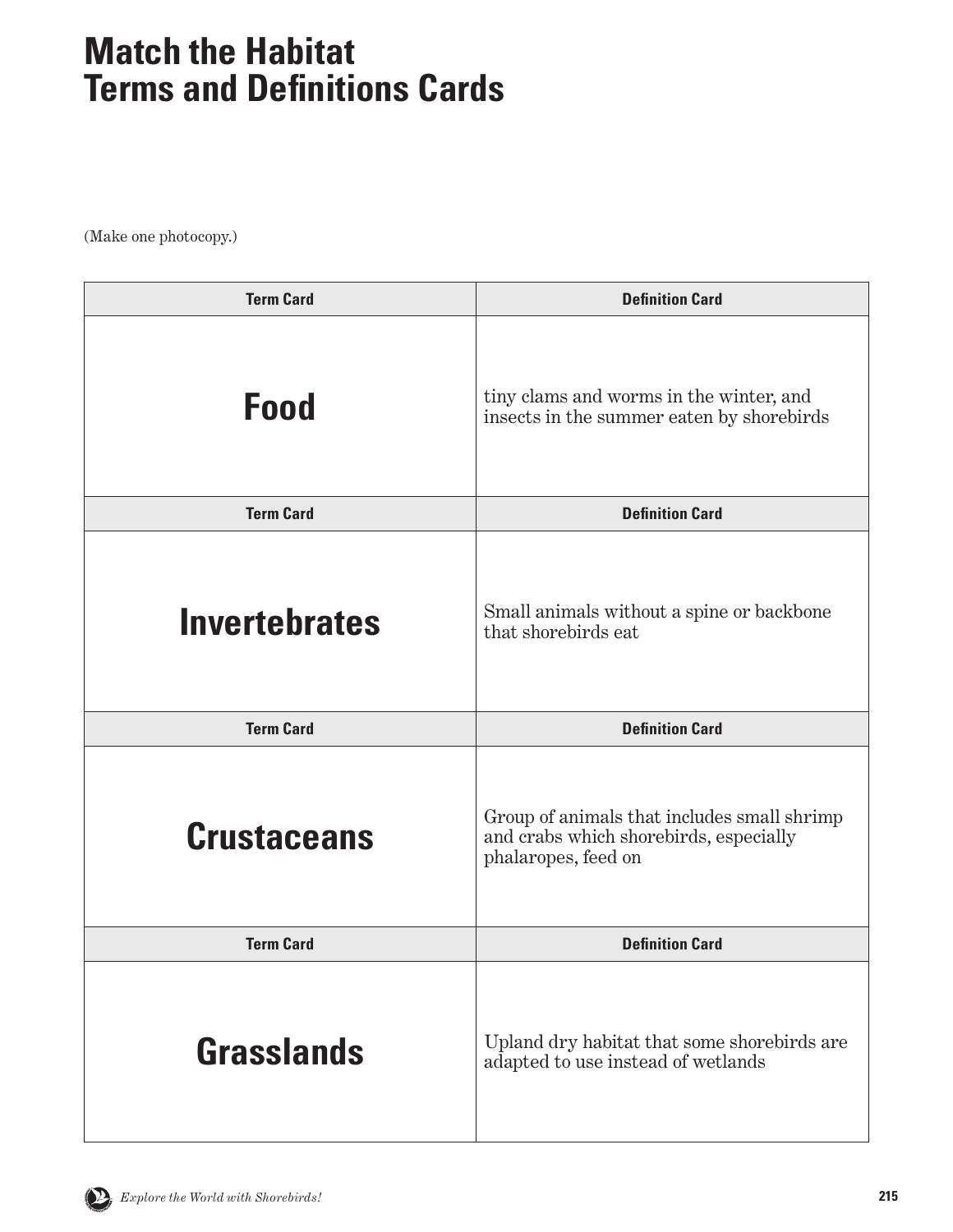# Match the Habitat Terms and Definitions Cards

(Make one photocopy.)

| Term Card | Definition Card |
|---|---|
| **Food** | tiny clams and worms in the winter, and insects in the summer eaten by shorebirds |
| **Term Card** | **Definition Card** |
| **Invertebrates** | Small animals without a spine or backbone that shorebirds eat |
| **Term Card** | **Definition Card** |
| **Crustaceans** | Group of animals that includes small shrimp and crabs which shorebirds, especially phalaropes, feed on |
| **Term Card** | **Definition Card** |
| **Grasslands** | Upland dry habitat that some shorebirds are adapted to use instead of wetlands |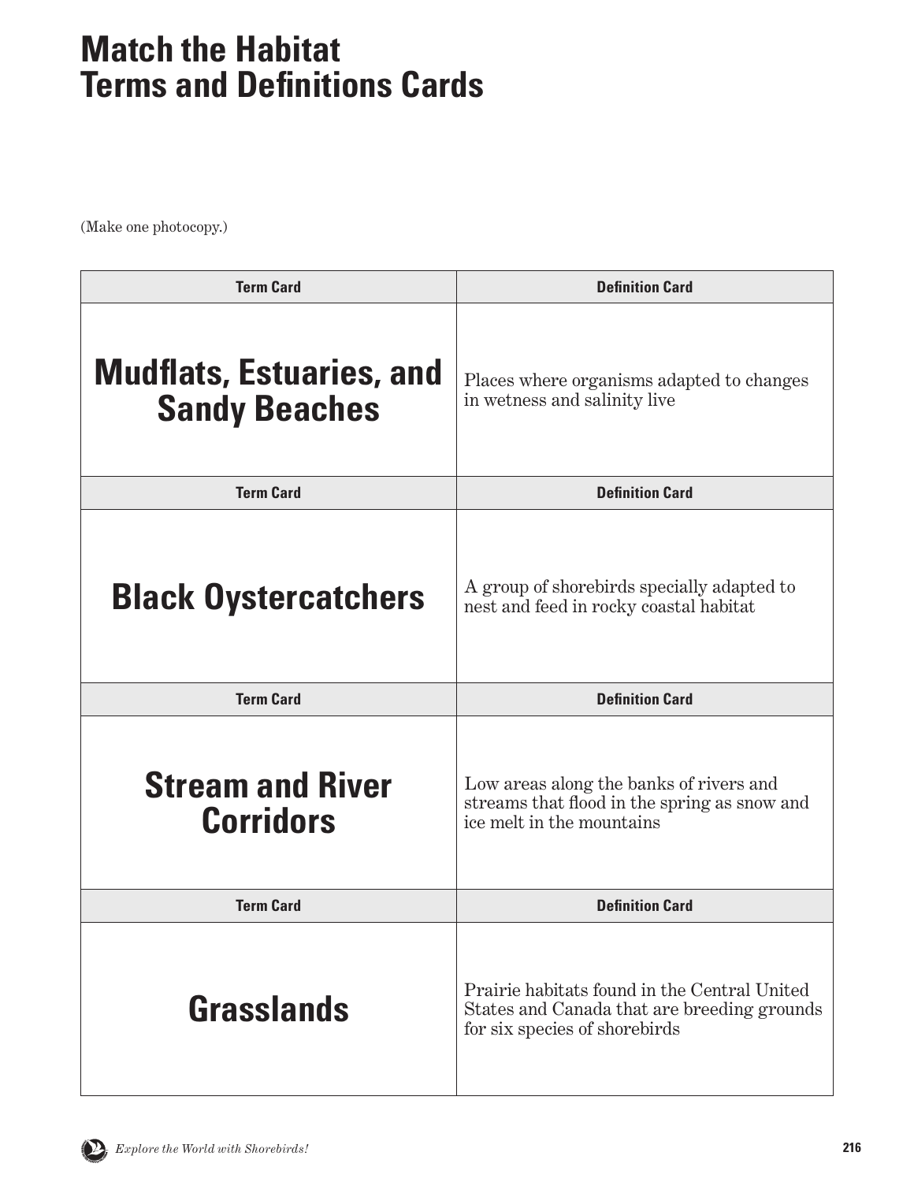# Match the Habitat Terms and Definitions Cards

(Make one photocopy.)

| Term Card | Definition Card |
|---|---|
| **Mudflats, Estuaries, and Sandy Beaches** | Places where organisms adapted to changes in wetness and salinity live |
| **Term Card** | **Definition Card** |
| **Black Oystercatchers** | A group of shorebirds specially adapted to nest and feed in rocky coastal habitat |
| **Term Card** | **Definition Card** |
| **Stream and River Corridors** | Low areas along the banks of rivers and streams that flood in the spring as snow and ice melt in the mountains |
| **Term Card** | **Definition Card** |
| **Grasslands** | Prairie habitats found in the Central United States and Canada that are breeding grounds for six species of shorebirds |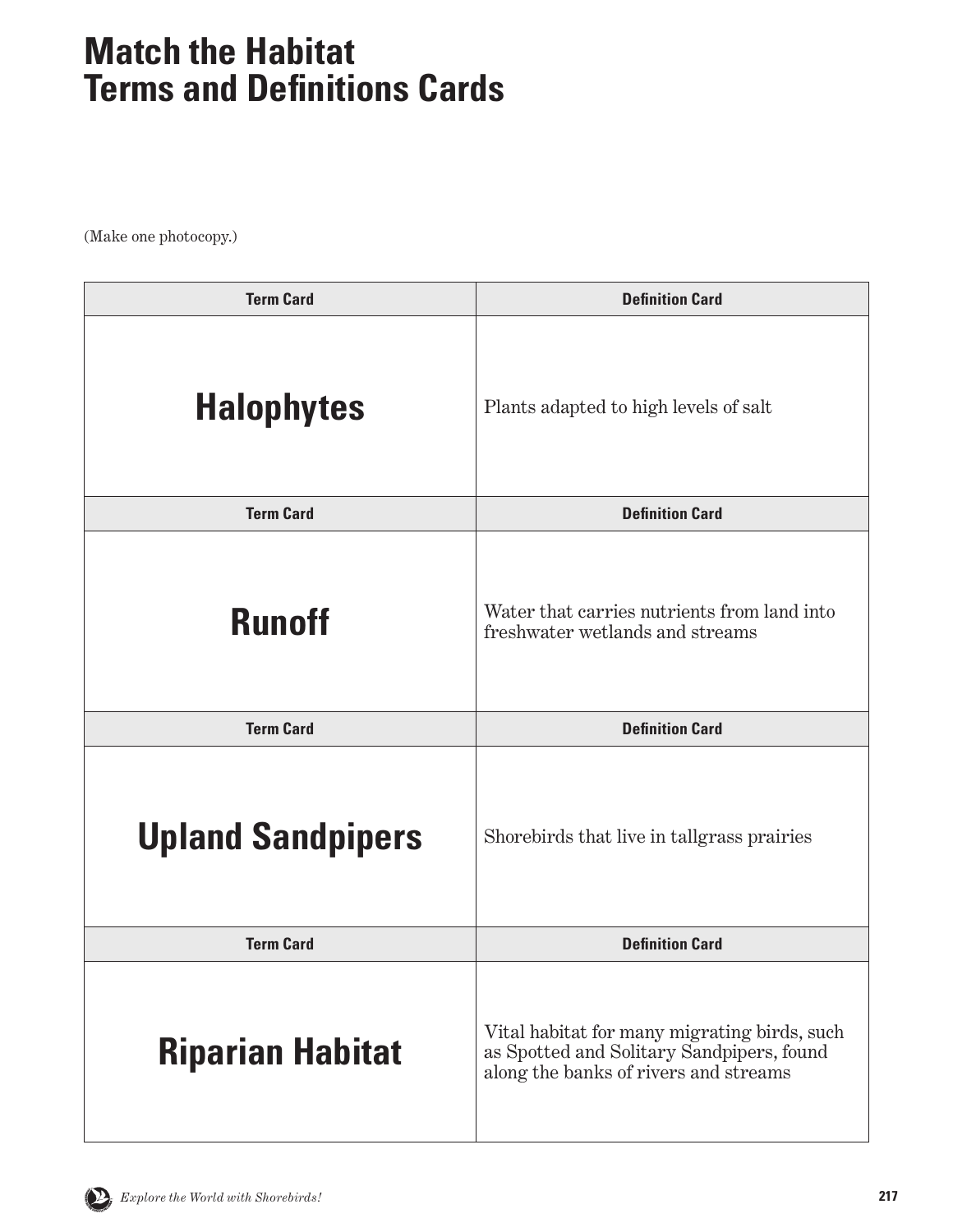# Match the Habitat Terms and Definitions Cards

(Make one photocopy.)

| Term Card | Definition Card |
| --- | --- |
| **Halophytes** | Plants adapted to high levels of salt |
| **Term Card** | **Definition Card** |
| **Runoff** | Water that carries nutrients from land into freshwater wetlands and streams |
| **Term Card** | **Definition Card** |
| **Upland Sandpipers** | Shorebirds that live in tallgrass prairies |
| **Term Card** | **Definition Card** |
| **Riparian Habitat** | Vital habitat for many migrating birds, such as Spotted and Solitary Sandpipers, found along the banks of rivers and streams |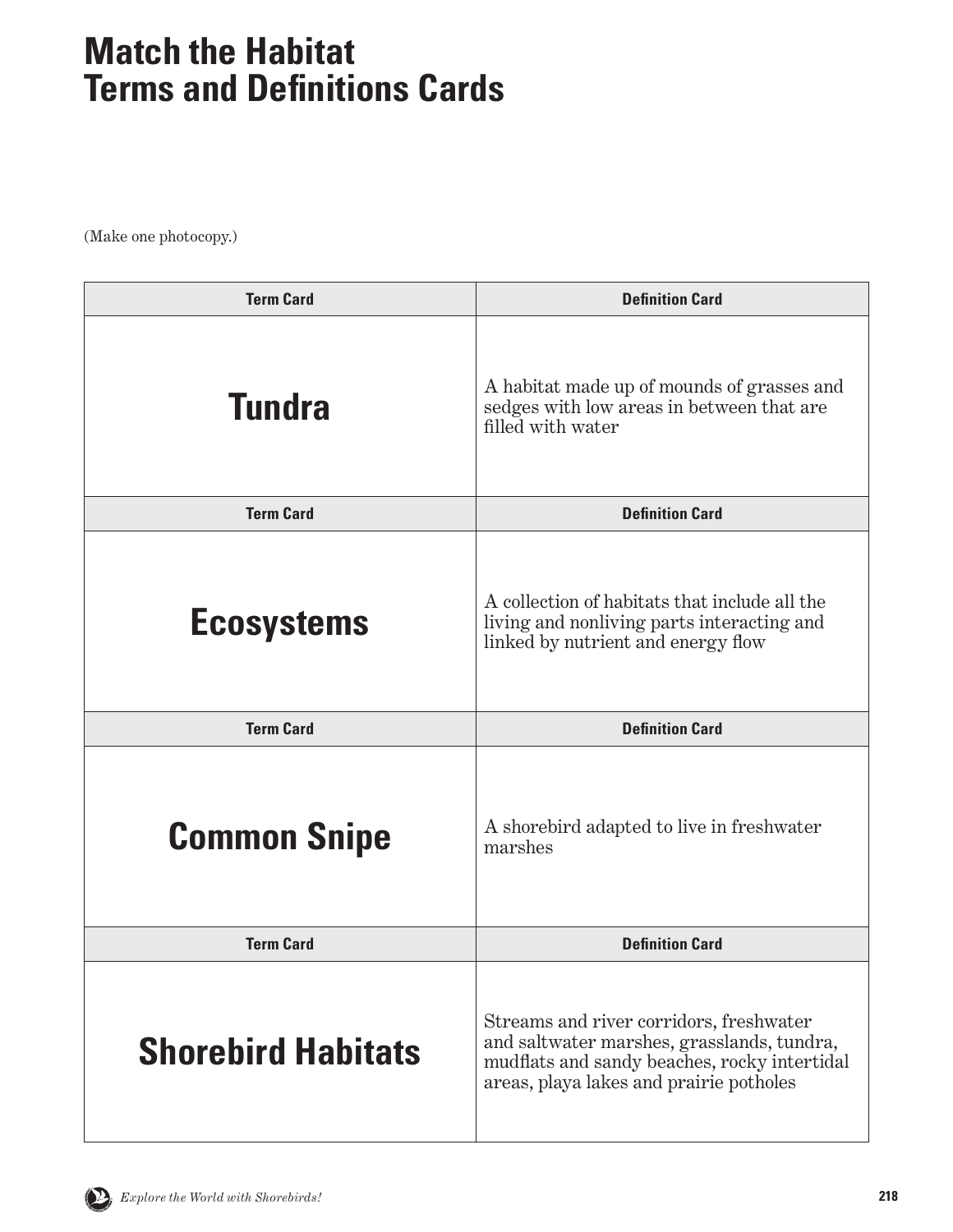# Match the Habitat Terms and Definitions Cards

(Make one photocopy.)

| Term Card | Definition Card |
| --- | --- |
| **Tundra** | A habitat made up of mounds of grasses and sedges with low areas in between that are filled with water |
| **Term Card** | **Definition Card** |
| **Ecosystems** | A collection of habitats that include all the living and nonliving parts interacting and linked by nutrient and energy flow |
| **Term Card** | **Definition Card** |
| **Common Snipe** | A shorebird adapted to live in freshwater marshes |
| **Term Card** | **Definition Card** |
| **Shorebird Habitats** | Streams and river corridors, freshwater and saltwater marshes, grasslands, tundra, mudflats and sandy beaches, rocky intertidal areas, playa lakes and prairie potholes |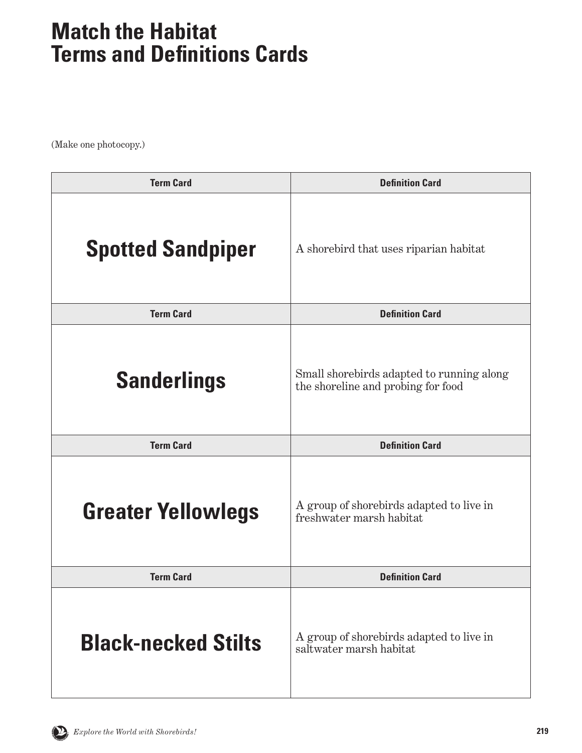# Match the Habitat Terms and Definitions Cards

(Make one photocopy.)

| Term Card | Definition Card |
| --- | --- |
| **Spotted Sandpiper** | A shorebird that uses riparian habitat |
| **Term Card** | **Definition Card** |
| **Sanderlings** | Small shorebirds adapted to running along the shoreline and probing for food |
| **Term Card** | **Definition Card** |
| **Greater Yellowlegs** | A group of shorebirds adapted to live in freshwater marsh habitat |
| **Term Card** | **Definition Card** |
| **Black-necked Stilts** | A group of shorebirds adapted to live in saltwater marsh habitat |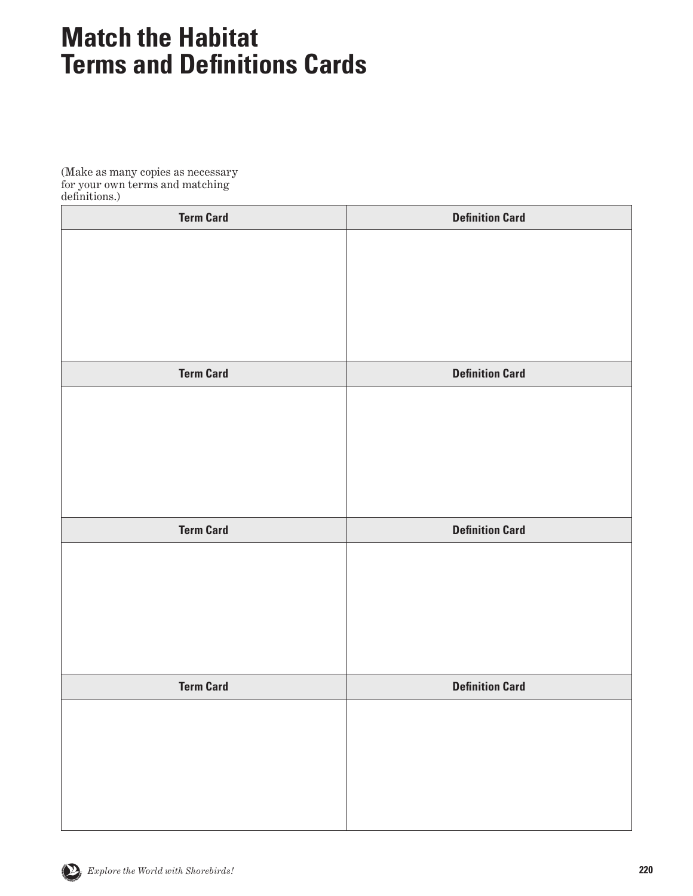# Match the Habitat Terms and Definitions Cards

(Make as many copies as necessary for your own terms and matching definitions.)

| Term Card | Definition Card |
| --- | --- |
| | |
| **Term Card** | **Definition Card** |
| | |
| **Term Card** | **Definition Card** |
| | |
| **Term Card** | **Definition Card** |
| | |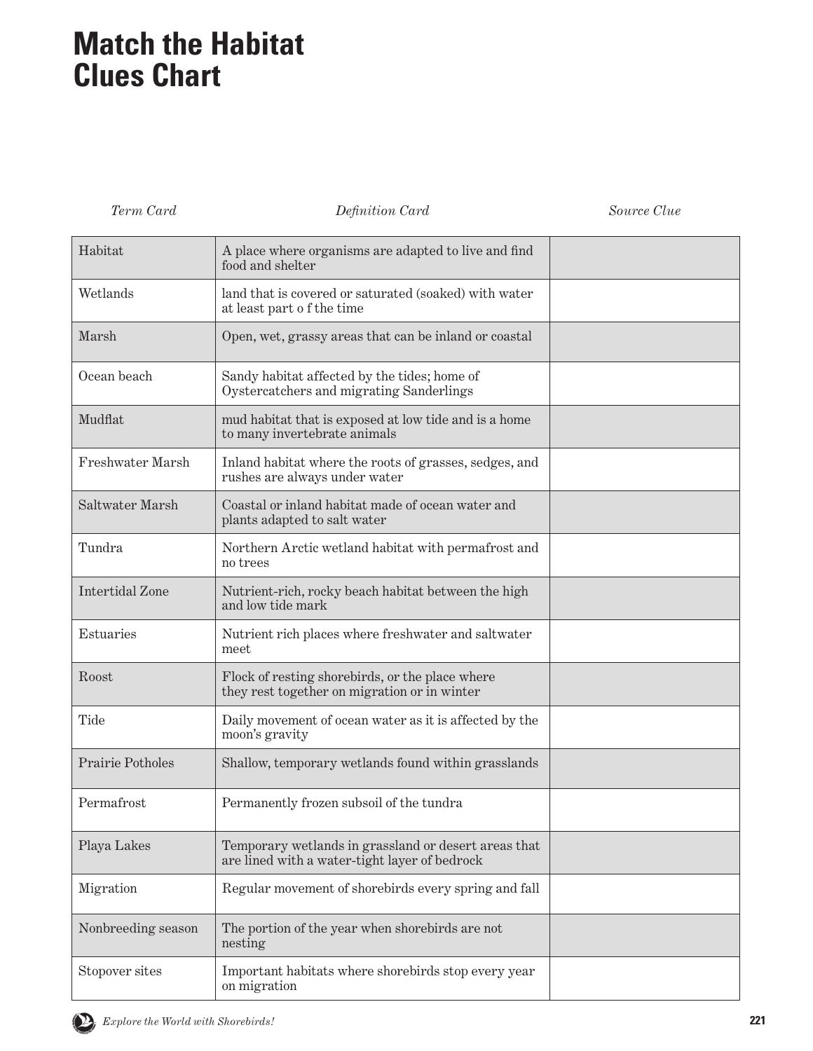# Match the Habitat Clues Chart

| Term Card | Definition Card | Source Clue |
|---|---|---|
| Habitat | A place where organisms are adapted to live and find food and shelter | |
| Wetlands | land that is covered or saturated (soaked) with water at least part o f the time | |
| Marsh | Open, wet, grassy areas that can be inland or coastal | |
| Ocean beach | Sandy habitat affected by the tides; home of Oystercatchers and migrating Sanderlings | |
| Mudflat | mud habitat that is exposed at low tide and is a home to many invertebrate animals | |
| Freshwater Marsh | Inland habitat where the roots of grasses, sedges, and rushes are always under water | |
| Saltwater Marsh | Coastal or inland habitat made of ocean water and plants adapted to salt water | |
| Tundra | Northern Arctic wetland habitat with permafrost and no trees | |
| Intertidal Zone | Nutrient-rich, rocky beach habitat between the high and low tide mark | |
| Estuaries | Nutrient rich places where freshwater and saltwater meet | |
| Roost | Flock of resting shorebirds, or the place where they rest together on migration or in winter | |
| Tide | Daily movement of ocean water as it is affected by the moon's gravity | |
| Prairie Potholes | Shallow, temporary wetlands found within grasslands | |
| Permafrost | Permanently frozen subsoil of the tundra | |
| Playa Lakes | Temporary wetlands in grassland or desert areas that are lined with a water-tight layer of bedrock | |
| Migration | Regular movement of shorebirds every spring and fall | |
| Nonbreeding season | The portion of the year when shorebirds are not nesting | |
| Stopover sites | Important habitats where shorebirds stop every year on migration | |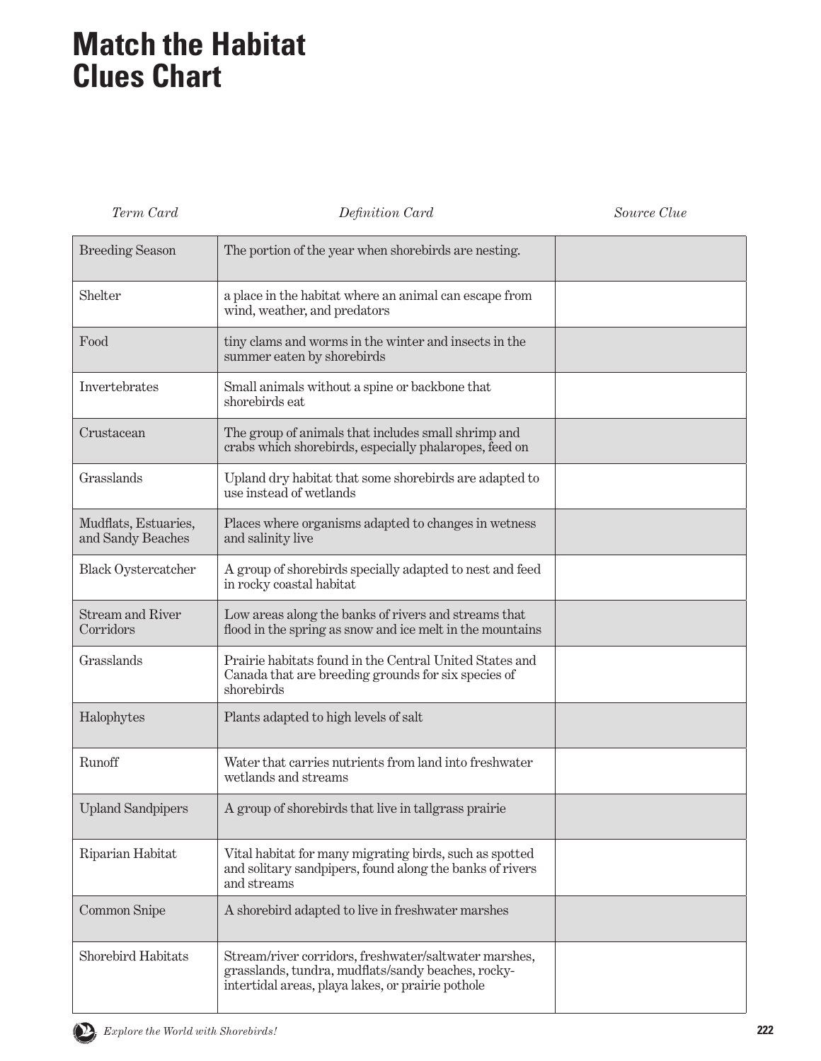# Match the Habitat Clues Chart

| *Term Card* | *Definition Card* | *Source Clue* |
|---|---|---|
| Breeding Season | The portion of the year when shorebirds are nesting. | |
| Shelter | a place in the habitat where an animal can escape from wind, weather, and predators | |
| Food | tiny clams and worms in the winter and insects in the summer eaten by shorebirds | |
| Invertebrates | Small animals without a spine or backbone that shorebirds eat | |
| Crustacean | The group of animals that includes small shrimp and crabs which shorebirds, especially phalaropes, feed on | |
| Grasslands | Upland dry habitat that some shorebirds are adapted to use instead of wetlands | |
| Mudflats, Estuaries, and Sandy Beaches | Places where organisms adapted to changes in wetness and salinity live | |
| Black Oystercatcher | A group of shorebirds specially adapted to nest and feed in rocky coastal habitat | |
| Stream and River Corridors | Low areas along the banks of rivers and streams that flood in the spring as snow and ice melt in the mountains | |
| Grasslands | Prairie habitats found in the Central United States and Canada that are breeding grounds for six species of shorebirds | |
| Halophytes | Plants adapted to high levels of salt | |
| Runoff | Water that carries nutrients from land into freshwater wetlands and streams | |
| Upland Sandpipers | A group of shorebirds that live in tallgrass prairie | |
| Riparian Habitat | Vital habitat for many migrating birds, such as spotted and solitary sandpipers, found along the banks of rivers and streams | |
| Common Snipe | A shorebird adapted to live in freshwater marshes | |
| Shorebird Habitats | Stream/river corridors, freshwater/saltwater marshes, grasslands, tundra, mudflats/sandy beaches, rocky-intertidal areas, playa lakes, or prairie pothole | |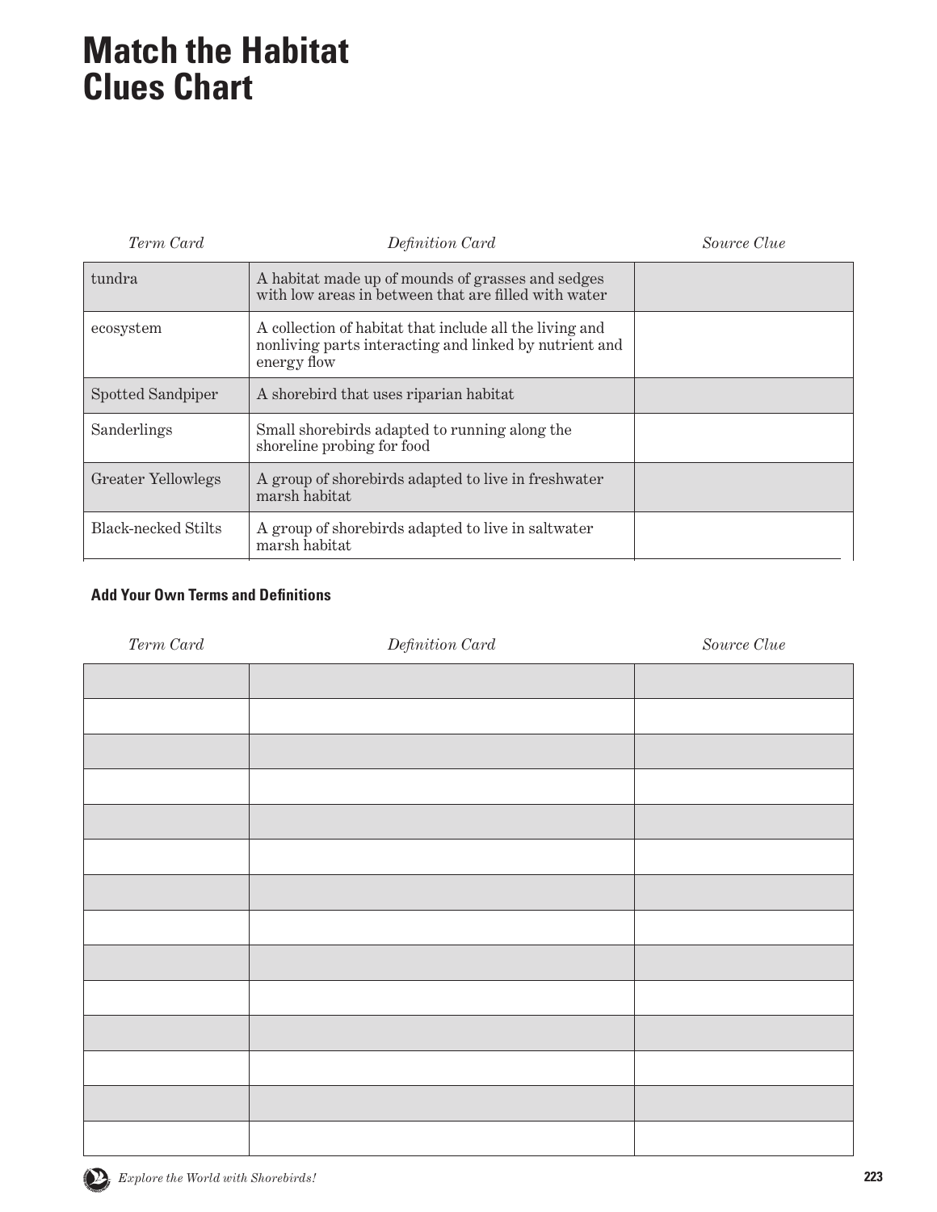# Match the Habitat Clues Chart

| Term Card | Definition Card | Source Clue |
|---|---|---|
| tundra | A habitat made up of mounds of grasses and sedges with low areas in between that are filled with water | |
| ecosystem | A collection of habitat that include all the living and nonliving parts interacting and linked by nutrient and energy flow | |
| Spotted Sandpiper | A shorebird that uses riparian habitat | |
| Sanderlings | Small shorebirds adapted to running along the shoreline probing for food | |
| Greater Yellowlegs | A group of shorebirds adapted to live in freshwater marsh habitat | |
| Black-necked Stilts | A group of shorebirds adapted to live in saltwater marsh habitat | |

**Add Your Own Terms and Definitions**

| Term Card | Definition Card | Source Clue |
|---|---|---|
| | | |
| | | |
| | | |
| | | |
| | | |
| | | |
| | | |
| | | |
| | | |
| | | |
| | | |
| | | |
| | | |
| | | |